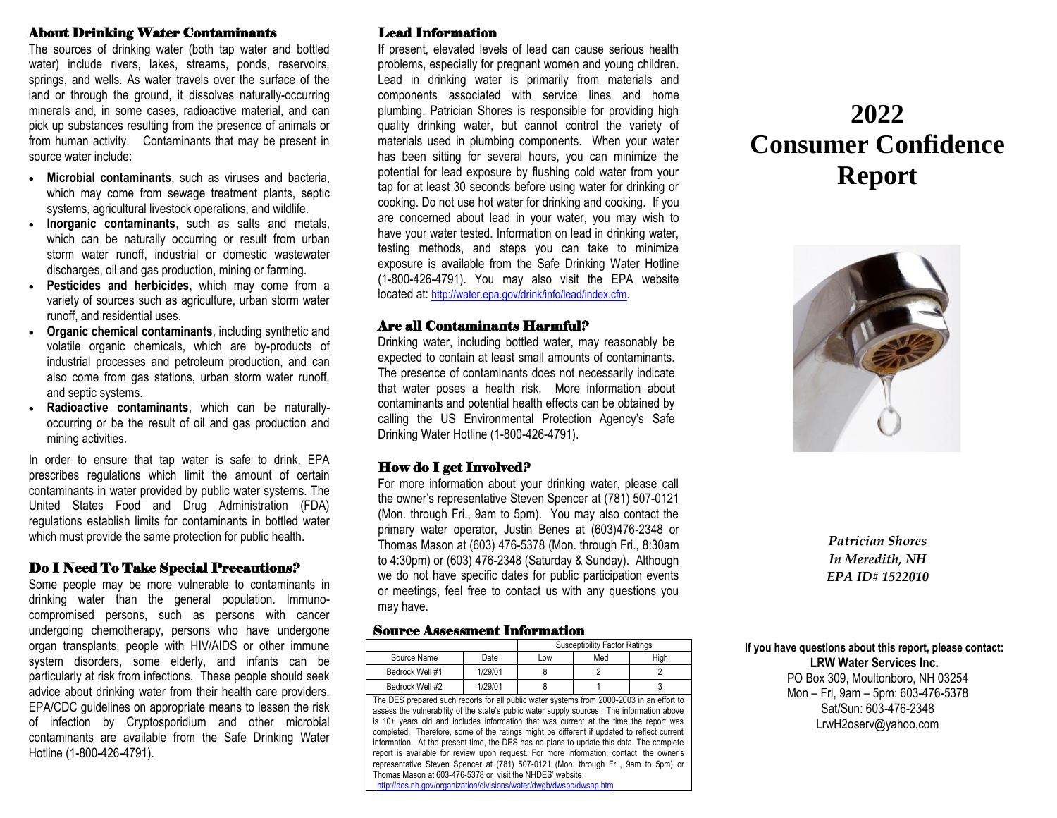## About Drinking Water Contaminants

The sources of drinking water (both tap water and bottled water) include rivers, lakes, streams, ponds, reservoirs, springs, and wells. As water travels over the surface of the land or through the ground, it dissolves naturally-occurring minerals and, in some cases, radioactive material, and can pick up substances resulting from the presence of animals or from human activity. Contaminants that may be present in source water include:

- **Microbial contaminants**, such as viruses and bacteria, which may come from sewage treatment plants, septic systems, agricultural livestock operations, and wildlife.
- **Inorganic contaminants**, such as salts and metals, which can be naturally occurring or result from urban storm water runoff, industrial or domestic wastewater discharges, oil and gas production, mining or farming.
- **Pesticides and herbicides**, which may come from a variety of sources such as agriculture, urban storm water runoff, and residential uses.
- **Organic chemical contaminants**, including synthetic and volatile organic chemicals, which are by-products of industrial processes and petroleum production, and can also come from gas stations, urban storm water runoff, and septic systems.
- **Radioactive contaminants**, which can be naturally-occurring or be the result of oil and gas production and mining activities.

In order to ensure that tap water is safe to drink, EPA prescribes regulations which limit the amount of certain contaminants in water provided by public water systems. The United States Food and Drug Administration (FDA) regulations establish limits for contaminants in bottled water which must provide the same protection for public health.

## Do I Need To Take Special Precautions?

Some people may be more vulnerable to contaminants in drinking water than the general population. Immuno-compromised persons, such as persons with cancer undergoing chemotherapy, persons who have undergone organ transplants, people with HIV/AIDS or other immune system disorders, some elderly, and infants can be particularly at risk from infections. These people should seek advice about drinking water from their health care providers. EPA/CDC guidelines on appropriate means to lessen the risk of infection by Cryptosporidium and other microbial contaminants are available from the Safe Drinking Water Hotline (1-800-426-4791).

## Lead Information

If present, elevated levels of lead can cause serious health problems, especially for pregnant women and young children. Lead in drinking water is primarily from materials and components associated with service lines and home plumbing. Patrician Shores is responsible for providing high quality drinking water, but cannot control the variety of materials used in plumbing components. When your water has been sitting for several hours, you can minimize the potential for lead exposure by flushing cold water from your tap for at least 30 seconds before using water for drinking or cooking. Do not use hot water for drinking and cooking. If you are concerned about lead in your water, you may wish to have your water tested. Information on lead in drinking water, testing methods, and steps you can take to minimize exposure is available from the Safe Drinking Water Hotline (1-800-426-4791). You may also visit the EPA website located at: http://water.epa.gov/drink/info/lead/index.cfm.

## Are all Contaminants Harmful?

Drinking water, including bottled water, may reasonably be expected to contain at least small amounts of contaminants. The presence of contaminants does not necessarily indicate that water poses a health risk. More information about contaminants and potential health effects can be obtained by calling the US Environmental Protection Agency's Safe Drinking Water Hotline (1-800-426-4791).

## How do I get Involved?

For more information about your drinking water, please call the owner's representative Steven Spencer at (781) 507-0121 (Mon. through Fri., 9am to 5pm). You may also contact the primary water operator, Justin Benes at (603)476-2348 or Thomas Mason at (603) 476-5378 (Mon. through Fri., 8:30am to 4:30pm) or (603) 476-2348 (Saturday & Sunday). Although we do not have specific dates for public participation events or meetings, feel free to contact us with any questions you may have.

## Source Assessment Information

| | | Susceptibility Factor Ratings | | |
|---|---|---|---|---|
| Source Name | Date | Low | Med | High |
| Bedrock Well #1 | 1/29/01 | 8 | 2 | 2 |
| Bedrock Well #2 | 1/29/01 | 8 | 1 | 3 |

The DES prepared such reports for all public water systems from 2000-2003 in an effort to assess the vulnerability of the state's public water supply sources. The information above is 10+ years old and includes information that was current at the time the report was completed. Therefore, some of the ratings might be different if updated to reflect current information. At the present time, the DES has no plans to update this data. The complete report is available for review upon request. For more information, contact the owner's representative Steven Spencer at (781) 507-0121 (Mon. through Fri., 9am to 5pm) or Thomas Mason at 603-476-5378 or visit the NHDES' website: http://des.nh.gov/organization/divisions/water/dwgb/dwspp/dwsap.htm

# 2022 Consumer Confidence Report

*Patrician Shores*
*In Meredith, NH*
*EPA ID# 1522010*

**If you have questions about this report, please contact:**
**LRW Water Services Inc.**
PO Box 309, Moultonboro, NH 03254
Mon – Fri, 9am – 5pm: 603-476-5378
Sat/Sun: 603-476-2348
LrwH2oserv@yahoo.com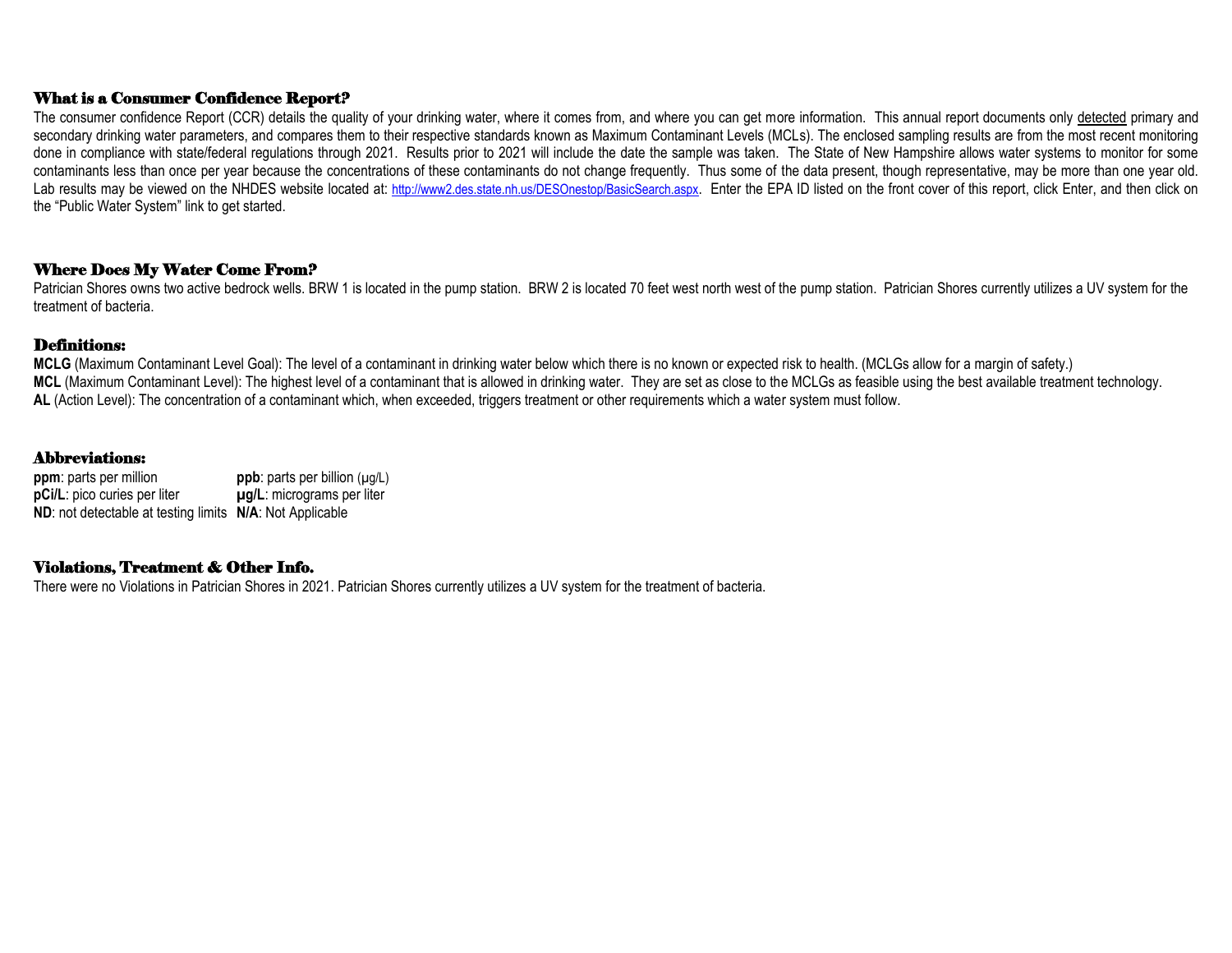## What is a Consumer Confidence Report?

The consumer confidence Report (CCR) details the quality of your drinking water, where it comes from, and where you can get more information. This annual report documents only detected primary and secondary drinking water parameters, and compares them to their respective standards known as Maximum Contaminant Levels (MCLs). The enclosed sampling results are from the most recent monitoring done in compliance with state/federal regulations through 2021. Results prior to 2021 will include the date the sample was taken. The State of New Hampshire allows water systems to monitor for some contaminants less than once per year because the concentrations of these contaminants do not change frequently. Thus some of the data present, though representative, may be more than one year old. Lab results may be viewed on the NHDES website located at: http://www2.des.state.nh.us/DESOnestop/BasicSearch.aspx. Enter the EPA ID listed on the front cover of this report, click Enter, and then click on the "Public Water System" link to get started.

## Where Does My Water Come From?

Patrician Shores owns two active bedrock wells. BRW 1 is located in the pump station. BRW 2 is located 70 feet west north west of the pump station. Patrician Shores currently utilizes a UV system for the treatment of bacteria.

## Definitions:

**MCLG** (Maximum Contaminant Level Goal): The level of a contaminant in drinking water below which there is no known or expected risk to health. (MCLGs allow for a margin of safety.)
**MCL** (Maximum Contaminant Level): The highest level of a contaminant that is allowed in drinking water. They are set as close to the MCLGs as feasible using the best available treatment technology.
**AL** (Action Level): The concentration of a contaminant which, when exceeded, triggers treatment or other requirements which a water system must follow.

## Abbreviations:

**ppm**: parts per million
**ppb**: parts per billion (µg/L)
**pCi/L**: pico curies per liter
**µg/L**: micrograms per liter
**ND**: not detectable at testing limits
**N/A**: Not Applicable

## Violations, Treatment & Other Info.

There were no Violations in Patrician Shores in 2021. Patrician Shores currently utilizes a UV system for the treatment of bacteria.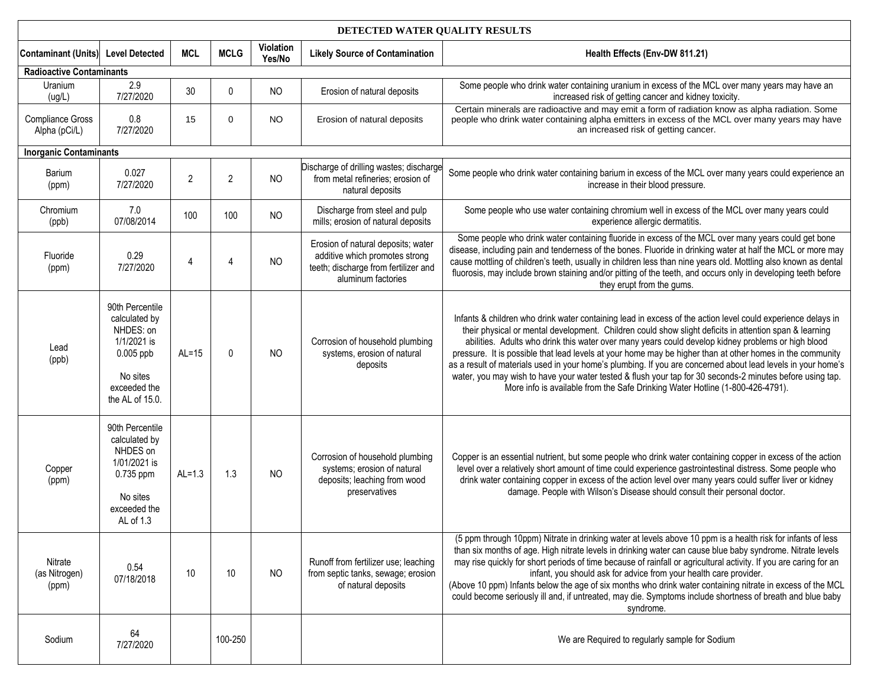| DETECTED WATER QUALITY RESULTS | | | | | | |
|---|---|---|---|---|---|---|
| **Contaminant (Units)** | **Level Detected** | **MCL** | **MCLG** | **Violation Yes/No** | **Likely Source of Contamination** | **Health Effects (Env-DW 811.21)** |
| **Radioactive Contaminants** | | | | | | |
| Uranium (ug/L) | 2.9 7/27/2020 | 30 | 0 | NO | Erosion of natural deposits | Some people who drink water containing uranium in excess of the MCL over many years may have an increased risk of getting cancer and kidney toxicity. |
| Compliance Gross Alpha (pCi/L) | 0.8 7/27/2020 | 15 | 0 | NO | Erosion of natural deposits | Certain minerals are radioactive and may emit a form of radiation know as alpha radiation. Some people who drink water containing alpha emitters in excess of the MCL over many years may have an increased risk of getting cancer. |
| **Inorganic Contaminants** | | | | | | |
| Barium (ppm) | 0.027 7/27/2020 | 2 | 2 | NO | Discharge of drilling wastes; discharge from metal refineries; erosion of natural deposits | Some people who drink water containing barium in excess of the MCL over many years could experience an increase in their blood pressure. |
| Chromium (ppb) | 7.0 07/08/2014 | 100 | 100 | NO | Discharge from steel and pulp mills; erosion of natural deposits | Some people who use water containing chromium well in excess of the MCL over many years could experience allergic dermatitis. |
| Fluoride (ppm) | 0.29 7/27/2020 | 4 | 4 | NO | Erosion of natural deposits; water additive which promotes strong teeth; discharge from fertilizer and aluminum factories | Some people who drink water containing fluoride in excess of the MCL over many years could get bone disease, including pain and tenderness of the bones. Fluoride in drinking water at half the MCL or more may cause mottling of children's teeth, usually in children less than nine years old. Mottling also known as dental fluorosis, may include brown staining and/or pitting of the teeth, and occurs only in developing teeth before they erupt from the gums. |
| Lead (ppb) | 90th Percentile calculated by NHDES: on 1/1/2021 is 0.005 ppb No sites exceeded the the AL of 15.0. | AL=15 | 0 | NO | Corrosion of household plumbing systems, erosion of natural deposits | Infants & children who drink water containing lead in excess of the action level could experience delays in their physical or mental development. Children could show slight deficits in attention span & learning abilities. Adults who drink this water over many years could develop kidney problems or high blood pressure. It is possible that lead levels at your home may be higher than at other homes in the community as a result of materials used in your home's plumbing. If you are concerned about lead levels in your home's water, you may wish to have your water tested & flush your tap for 30 seconds-2 minutes before using tap. More info is available from the Safe Drinking Water Hotline (1-800-426-4791). |
| Copper (ppm) | 90th Percentile calculated by NHDES on 1/01/2021 is 0.735 ppm No sites exceeded the AL of 1.3 | AL=1.3 | 1.3 | NO | Corrosion of household plumbing systems; erosion of natural deposits; leaching from wood preservatives | Copper is an essential nutrient, but some people who drink water containing copper in excess of the action level over a relatively short amount of time could experience gastrointestinal distress. Some people who drink water containing copper in excess of the action level over many years could suffer liver or kidney damage. People with Wilson's Disease should consult their personal doctor. |
| Nitrate (as Nitrogen) (ppm) | 0.54 07/18/2018 | 10 | 10 | NO | Runoff from fertilizer use; leaching from septic tanks, sewage; erosion of natural deposits | (5 ppm through 10ppm) Nitrate in drinking water at levels above 10 ppm is a health risk for infants of less than six months of age. High nitrate levels in drinking water can cause blue baby syndrome. Nitrate levels may rise quickly for short periods of time because of rainfall or agricultural activity. If you are caring for an infant, you should ask for advice from your health care provider. (Above 10 ppm) Infants below the age of six months who drink water containing nitrate in excess of the MCL could become seriously ill and, if untreated, may die. Symptoms include shortness of breath and blue baby syndrome. |
| Sodium | 64 7/27/2020 | | 100-250 | | | We are Required to regularly sample for Sodium |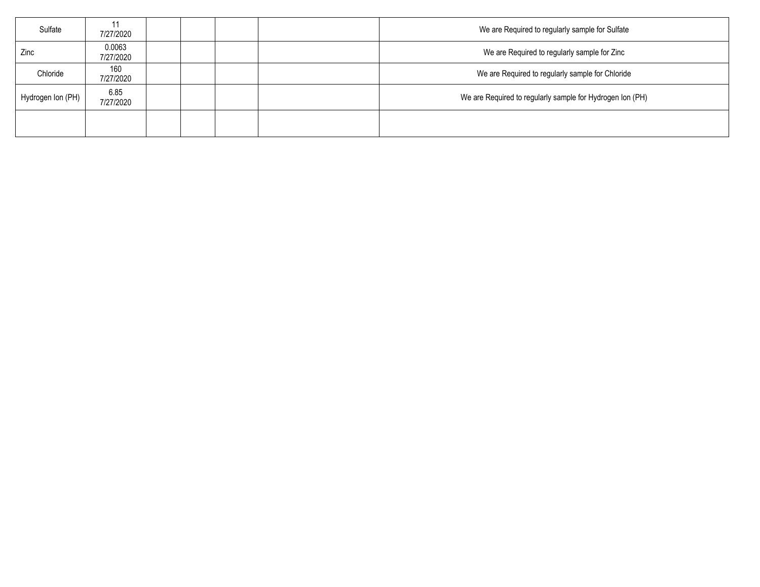| | | | | | | |
|---|---|---|---|---|---|---|
| Sulfate | 11<br>7/27/2020 | | | | | We are Required to regularly sample for Sulfate |
| Zinc | 0.0063<br>7/27/2020 | | | | | We are Required to regularly sample for Zinc |
| Chloride | 160<br>7/27/2020 | | | | | We are Required to regularly sample for Chloride |
| Hydrogen Ion (PH) | 6.85<br>7/27/2020 | | | | | We are Required to regularly sample for Hydrogen Ion (PH) |
| | | | | | | |